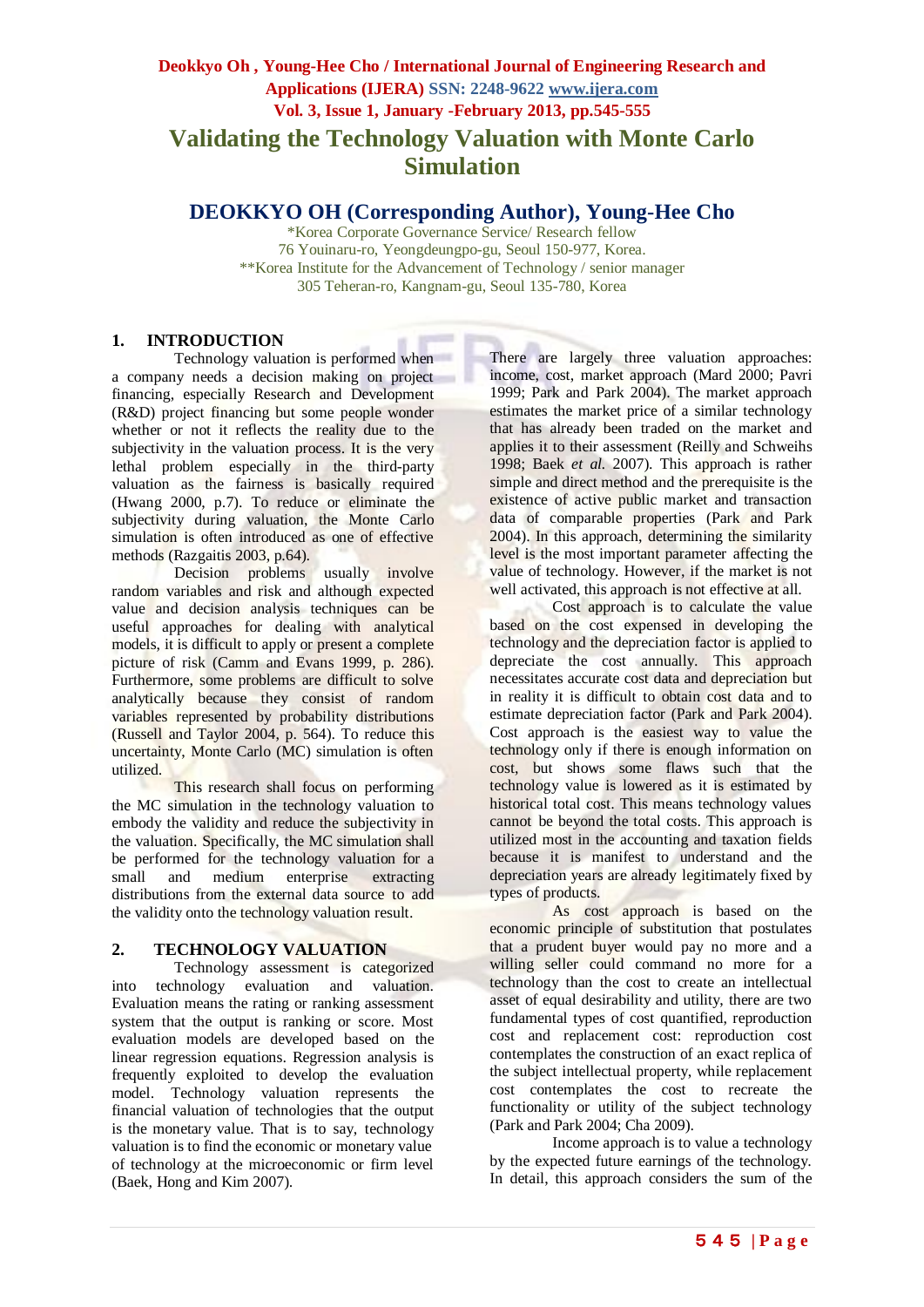# Validating the Technology Valuation with Monte Carlo Simulation

## DEOKKYO OH (Corresponding Author), Young-Hee Cho

*Korea Corporate Governance Service/ Research fellow
76 Youinaru-ro, Yeongdeungpo-gu, Seoul 150-977, Korea.
**Korea Institute for the Advancement of Technology / senior manager
305 Teheran-ro, Kangnam-gu, Seoul 135-780, Korea

## 1. INTRODUCTION

Technology valuation is performed when a company needs a decision making on project financing, especially Research and Development (R&D) project financing but some people wonder whether or not it reflects the reality due to the subjectivity in the valuation process. It is the very lethal problem especially in the third-party valuation as the fairness is basically required (Hwang 2000, p.7). To reduce or eliminate the subjectivity during valuation, the Monte Carlo simulation is often introduced as one of effective methods (Razgaitis 2003, p.64).

Decision problems usually involve random variables and risk and although expected value and decision analysis techniques can be useful approaches for dealing with analytical models, it is difficult to apply or present a complete picture of risk (Camm and Evans 1999, p. 286). Furthermore, some problems are difficult to solve analytically because they consist of random variables represented by probability distributions (Russell and Taylor 2004, p. 564). To reduce this uncertainty, Monte Carlo (MC) simulation is often utilized.

This research shall focus on performing the MC simulation in the technology valuation to embody the validity and reduce the subjectivity in the valuation. Specifically, the MC simulation shall be performed for the technology valuation for a small and medium enterprise extracting distributions from the external data source to add the validity onto the technology valuation result.

## 2. TECHNOLOGY VALUATION

Technology assessment is categorized into technology evaluation and valuation. Evaluation means the rating or ranking assessment system that the output is ranking or score. Most evaluation models are developed based on the linear regression equations. Regression analysis is frequently exploited to develop the evaluation model. Technology valuation represents the financial valuation of technologies that the output is the monetary value. That is to say, technology valuation is to find the economic or monetary value of technology at the microeconomic or firm level (Baek, Hong and Kim 2007).

There are largely three valuation approaches: income, cost, market approach (Mard 2000; Pavri 1999; Park and Park 2004). The market approach estimates the market price of a similar technology that has already been traded on the market and applies it to their assessment (Reilly and Schweihs 1998; Baek *et al.* 2007). This approach is rather simple and direct method and the prerequisite is the existence of active public market and transaction data of comparable properties (Park and Park 2004). In this approach, determining the similarity level is the most important parameter affecting the value of technology. However, if the market is not well activated, this approach is not effective at all.

Cost approach is to calculate the value based on the cost expensed in developing the technology and the depreciation factor is applied to depreciate the cost annually. This approach necessitates accurate cost data and depreciation but in reality it is difficult to obtain cost data and to estimate depreciation factor (Park and Park 2004). Cost approach is the easiest way to value the technology only if there is enough information on cost, but shows some flaws such that the technology value is lowered as it is estimated by historical total cost. This means technology values cannot be beyond the total costs. This approach is utilized most in the accounting and taxation fields because it is manifest to understand and the depreciation years are already legitimately fixed by types of products.

As cost approach is based on the economic principle of substitution that postulates that a prudent buyer would pay no more and a willing seller could command no more for a technology than the cost to create an intellectual asset of equal desirability and utility, there are two fundamental types of cost quantified, reproduction cost and replacement cost: reproduction cost contemplates the construction of an exact replica of the subject intellectual property, while replacement cost contemplates the cost to recreate the functionality or utility of the subject technology (Park and Park 2004; Cha 2009).

Income approach is to value a technology by the expected future earnings of the technology. In detail, this approach considers the sum of the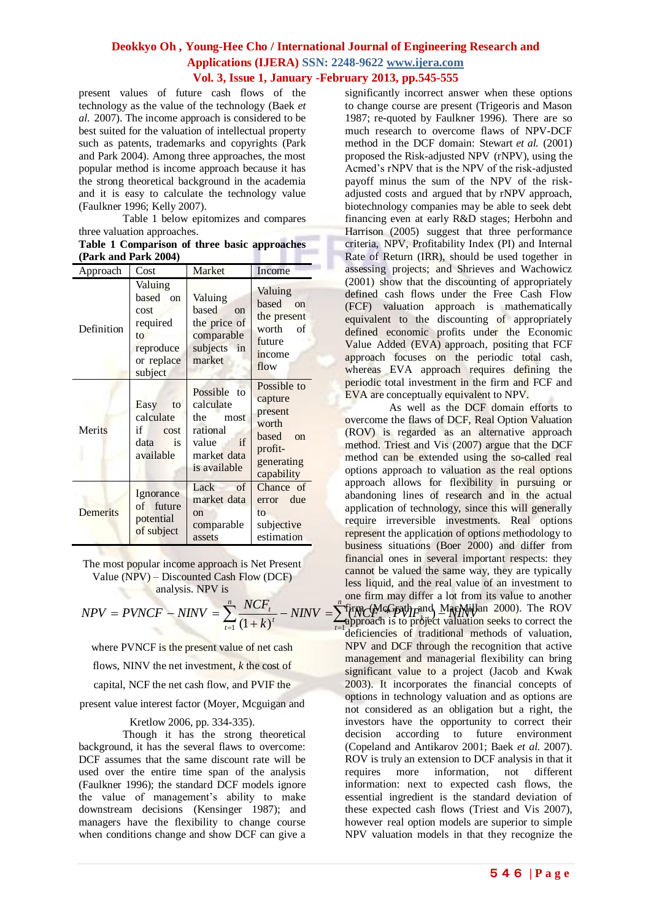present values of future cash flows of the technology as the value of the technology (Baek *et al.* 2007). The income approach is considered to be best suited for the valuation of intellectual property such as patents, trademarks and copyrights (Park and Park 2004). Among three approaches, the most popular method is income approach because it has the strong theoretical background in the academia and it is easy to calculate the technology value (Faulkner 1996; Kelly 2007).

Table 1 below epitomizes and compares three valuation approaches.

**Table 1 Comparison of three basic approaches (Park and Park 2004)**

| Approach | Cost | Market | Income |
|---|---|---|---|
| Definition | Valuing based on cost required to reproduce or replace subject | Valuing based on the price of comparable subjects in market | Valuing based on the present worth of future income flow |
| Merits | Easy to calculate if cost data is available | Possible to calculate the most rational value if market data is available | Possible to capture present worth based on profit-generating capability |
| Demerits | Ignorance of future potential of subject | Lack of market data on comparable assets | Chance of error due to subjective estimation |

The most popular income approach is Net Present Value (NPV) – Discounted Cash Flow (DCF) analysis. NPV is

$$NPV = PVNCF - NINV = \sum_{t=1}^{n} \frac{NCF_t}{(1+k)^t} - NINV = \sum_{t=1}^{n} (NCF_t * PVIF_{k,t}) - NINV$$

where PVNCF is the present value of net cash flows, NINV the net investment, $k$ the cost of capital, NCF the net cash flow, and PVIF the present value interest factor (Moyer, Mcguigan and Kretlow 2006, pp. 334-335).

Though it has the strong theoretical background, it has the several flaws to overcome: DCF assumes that the same discount rate will be used over the entire time span of the analysis (Faulkner 1996); the standard DCF models ignore the value of management's ability to make downstream decisions (Kensinger 1987); and managers have the flexibility to change course when conditions change and show DCF can give a significantly incorrect answer when these options to change course are present (Trigeoris and Mason 1987; re-quoted by Faulkner 1996). There are so much research to overcome flaws of NPV-DCF method in the DCF domain: Stewart *et al.* (2001) proposed the Risk-adjusted NPV (rNPV), using the Acmed's rNPV that is the NPV of the risk-adjusted payoff minus the sum of the NPV of the risk-adjusted costs and argued that by rNPV approach, biotechnology companies may be able to seek debt financing even at early R&D stages; Herbohn and Harrison (2005) suggest that three performance criteria, NPV, Profitability Index (PI) and Internal Rate of Return (IRR), should be used together in assessing projects; and Shrieves and Wachowicz (2001) show that the discounting of appropriately defined cash flows under the Free Cash Flow (FCF) valuation approach is mathematically equivalent to the discounting of appropriately defined economic profits under the Economic Value Added (EVA) approach, positing that FCF approach focuses on the periodic total cash, whereas EVA approach requires defining the periodic total investment in the firm and FCF and EVA are conceptually equivalent to NPV.

As well as the DCF domain efforts to overcome the flaws of DCF, Real Option Valuation (ROV) is regarded as an alternative approach method. Triest and Vis (2007) argue that the DCF method can be extended using the so-called real options approach to valuation as the real options approach allows for flexibility in pursuing or abandoning lines of research and in the actual application of technology, since this will generally require irreversible investments. Real options represent the application of options methodology to business situations (Boer 2000) and differ from financial ones in several important respects: they cannot be valued the same way, they are typically less liquid, and the real value of an investment to one firm may differ a lot from its value to another firm (McGrath and MacMillan 2000). The ROV approach is to project valuation seeks to correct the deficiencies of traditional methods of valuation, NPV and DCF through the recognition that active management and managerial flexibility can bring significant value to a project (Jacob and Kwak 2003). It incorporates the financial concepts of options in technology valuation and as options are not considered as an obligation but a right, the investors have the opportunity to correct their decision according to future environment (Copeland and Antikarov 2001; Baek *et al.* 2007). ROV is truly an extension to DCF analysis in that it requires more information, not different information: next to expected cash flows, the essential ingredient is the standard deviation of these expected cash flows (Triest and Vis 2007), however real option models are superior to simple NPV valuation models in that they recognize the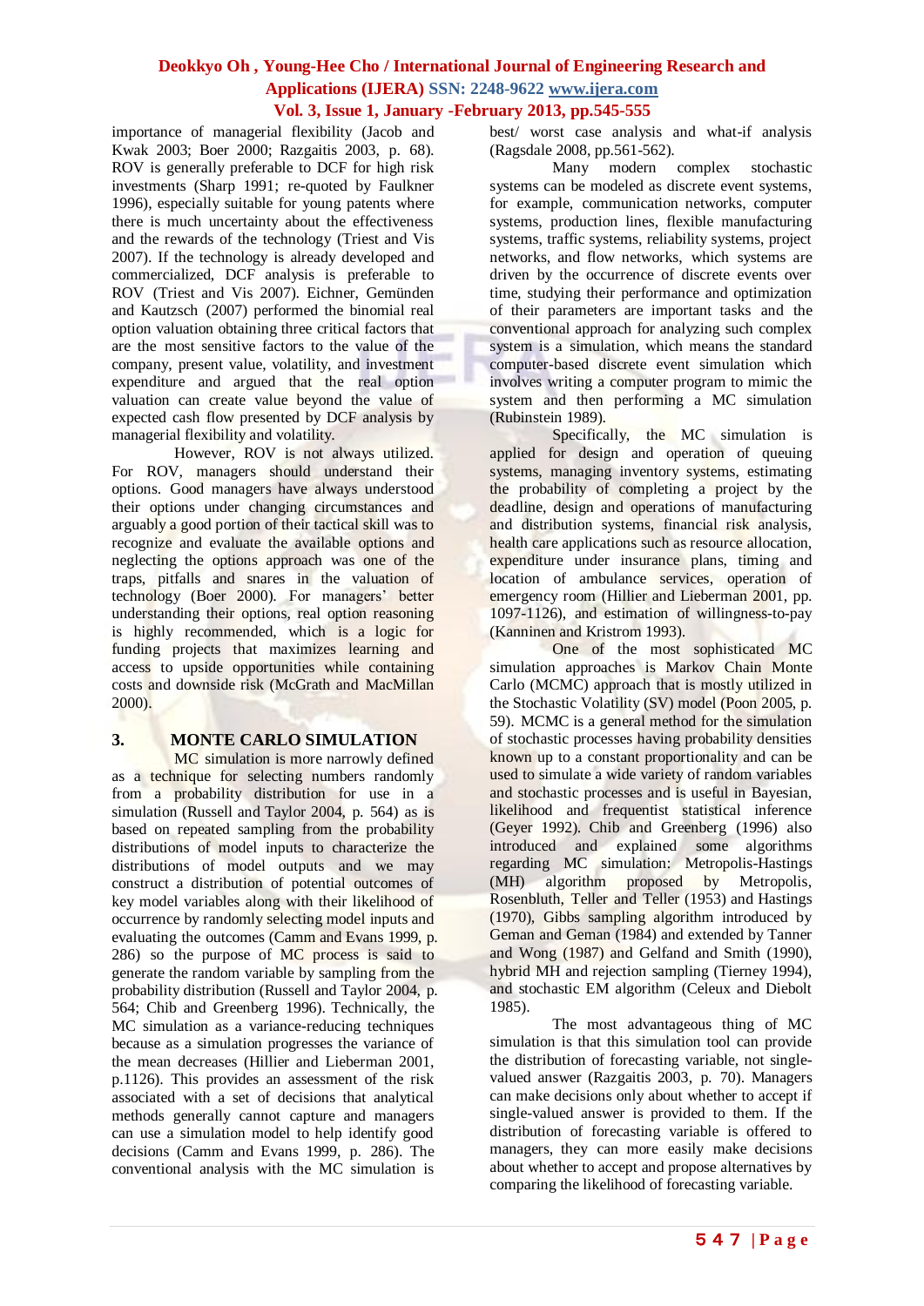importance of managerial flexibility (Jacob and Kwak 2003; Boer 2000; Razgaitis 2003, p. 68). ROV is generally preferable to DCF for high risk investments (Sharp 1991; re-quoted by Faulkner 1996), especially suitable for young patents where there is much uncertainty about the effectiveness and the rewards of the technology (Triest and Vis 2007). If the technology is already developed and commercialized, DCF analysis is preferable to ROV (Triest and Vis 2007). Eichner, Gemünden and Kautzsch (2007) performed the binomial real option valuation obtaining three critical factors that are the most sensitive factors to the value of the company, present value, volatility, and investment expenditure and argued that the real option valuation can create value beyond the value of expected cash flow presented by DCF analysis by managerial flexibility and volatility.

However, ROV is not always utilized. For ROV, managers should understand their options. Good managers have always understood their options under changing circumstances and arguably a good portion of their tactical skill was to recognize and evaluate the available options and neglecting the options approach was one of the traps, pitfalls and snares in the valuation of technology (Boer 2000). For managers' better understanding their options, real option reasoning is highly recommended, which is a logic for funding projects that maximizes learning and access to upside opportunities while containing costs and downside risk (McGrath and MacMillan 2000).

## 3. MONTE CARLO SIMULATION

MC simulation is more narrowly defined as a technique for selecting numbers randomly from a probability distribution for use in a simulation (Russell and Taylor 2004, p. 564) as is based on repeated sampling from the probability distributions of model inputs to characterize the distributions of model outputs and we may construct a distribution of potential outcomes of key model variables along with their likelihood of occurrence by randomly selecting model inputs and evaluating the outcomes (Camm and Evans 1999, p. 286) so the purpose of MC process is said to generate the random variable by sampling from the probability distribution (Russell and Taylor 2004, p. 564; Chib and Greenberg 1996). Technically, the MC simulation as a variance-reducing techniques because as a simulation progresses the variance of the mean decreases (Hillier and Lieberman 2001, p.1126). This provides an assessment of the risk associated with a set of decisions that analytical methods generally cannot capture and managers can use a simulation model to help identify good decisions (Camm and Evans 1999, p. 286). The conventional analysis with the MC simulation is best/ worst case analysis and what-if analysis (Ragsdale 2008, pp.561-562).

Many modern complex stochastic systems can be modeled as discrete event systems, for example, communication networks, computer systems, production lines, flexible manufacturing systems, traffic systems, reliability systems, project networks, and flow networks, which systems are driven by the occurrence of discrete events over time, studying their performance and optimization of their parameters are important tasks and the conventional approach for analyzing such complex system is a simulation, which means the standard computer-based discrete event simulation which involves writing a computer program to mimic the system and then performing a MC simulation (Rubinstein 1989).

Specifically, the MC simulation is applied for design and operation of queuing systems, managing inventory systems, estimating the probability of completing a project by the deadline, design and operations of manufacturing and distribution systems, financial risk analysis, health care applications such as resource allocation, expenditure under insurance plans, timing and location of ambulance services, operation of emergency room (Hillier and Lieberman 2001, pp. 1097-1126), and estimation of willingness-to-pay (Kanninen and Kristrom 1993).

One of the most sophisticated MC simulation approaches is Markov Chain Monte Carlo (MCMC) approach that is mostly utilized in the Stochastic Volatility (SV) model (Poon 2005, p. 59). MCMC is a general method for the simulation of stochastic processes having probability densities known up to a constant proportionality and can be used to simulate a wide variety of random variables and stochastic processes and is useful in Bayesian, likelihood and frequentist statistical inference (Geyer 1992). Chib and Greenberg (1996) also introduced and explained some algorithms regarding MC simulation: Metropolis-Hastings (MH) algorithm proposed by Metropolis, Rosenbluth, Teller and Teller (1953) and Hastings (1970), Gibbs sampling algorithm introduced by Geman and Geman (1984) and extended by Tanner and Wong (1987) and Gelfand and Smith (1990), hybrid MH and rejection sampling (Tierney 1994), and stochastic EM algorithm (Celeux and Diebolt 1985).

The most advantageous thing of MC simulation is that this simulation tool can provide the distribution of forecasting variable, not single-valued answer (Razgaitis 2003, p. 70). Managers can make decisions only about whether to accept if single-valued answer is provided to them. If the distribution of forecasting variable is offered to managers, they can more easily make decisions about whether to accept and propose alternatives by comparing the likelihood of forecasting variable.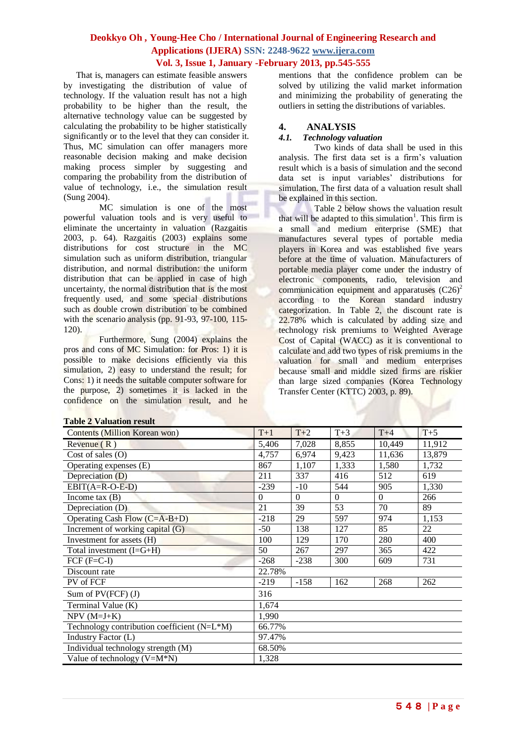That is, managers can estimate feasible answers by investigating the distribution of value of technology. If the valuation result has not a high probability to be higher than the result, the alternative technology value can be suggested by calculating the probability to be higher statistically significantly or to the level that they can consider it. Thus, MC simulation can offer managers more reasonable decision making and make decision making process simpler by suggesting and comparing the probability from the distribution of value of technology, i.e., the simulation result (Sung 2004).

MC simulation is one of the most powerful valuation tools and is very useful to eliminate the uncertainty in valuation (Razgaitis 2003, p. 64). Razgaitis (2003) explains some distributions for cost structure in the MC simulation such as uniform distribution, triangular distribution, and normal distribution: the uniform distribution that can be applied in case of high uncertainty, the normal distribution that is the most frequently used, and some special distributions such as double crown distribution to be combined with the scenario analysis (pp. 91-93, 97-100, 115-120).

Furthermore, Sung (2004) explains the pros and cons of MC Simulation: for Pros: 1) it is possible to make decisions efficiently via this simulation, 2) easy to understand the result; for Cons: 1) it needs the suitable computer software for the purpose, 2) sometimes it is lacked in the confidence on the simulation result, and he mentions that the confidence problem can be solved by utilizing the valid market information and minimizing the probability of generating the outliers in setting the distributions of variables.

## 4. ANALYSIS

### *4.1. Technology valuation*

Two kinds of data shall be used in this analysis. The first data set is a firm's valuation result which is a basis of simulation and the second data set is input variables' distributions for simulation. The first data of a valuation result shall be explained in this section.

Table 2 below shows the valuation result that will be adapted to this simulation[1]. This firm is a small and medium enterprise (SME) that manufactures several types of portable media players in Korea and was established five years before at the time of valuation. Manufacturers of portable media player come under the industry of electronic components, radio, television and communication equipment and apparatuses (C26)[2] according to the Korean standard industry categorization. In Table 2, the discount rate is 22.78% which is calculated by adding size and technology risk premiums to Weighted Average Cost of Capital (WACC) as it is conventional to calculate and add two types of risk premiums in the valuation for small and medium enterprises because small and middle sized firms are riskier than large sized companies (Korea Technology Transfer Center (KTTC) 2003, p. 89).

**Table 2 Valuation result**

| Contents (Million Korean won) | T+1 | T+2 | T+3 | T+4 | T+5 |
|---|---|---|---|---|---|
| Revenue ( R ) | 5,406 | 7,028 | 8,855 | 10,449 | 11,912 |
| Cost of sales (O) | 4,757 | 6,974 | 9,423 | 11,636 | 13,879 |
| Operating expenses (E) | 867 | 1,107 | 1,333 | 1,580 | 1,732 |
| Depreciation (D) | 211 | 337 | 416 | 512 | 619 |
| EBIT(A=R-O-E-D) | -239 | -10 | 544 | 905 | 1,330 |
| Income tax (B) | 0 | 0 | 0 | 0 | 266 |
| Depreciation (D) | 21 | 39 | 53 | 70 | 89 |
| Operating Cash Flow (C=A-B+D) | -218 | 29 | 597 | 974 | 1,153 |
| Increment of working capital (G) | -50 | 138 | 127 | 85 | 22 |
| Investment for assets (H) | 100 | 129 | 170 | 280 | 400 |
| Total investment (I=G+H) | 50 | 267 | 297 | 365 | 422 |
| FCF (F=C-I) | -268 | -238 | 300 | 609 | 731 |
| Discount rate | 22.78% | | | | |
| PV of FCF | -219 | -158 | 162 | 268 | 262 |
| Sum of PV(FCF) (J) | 316 | | | | |
| Terminal Value (K) | 1,674 | | | | |
| NPV (M=J+K) | 1,990 | | | | |
| Technology contribution coefficient (N=L*M) | 66.77% | | | | |
| Industry Factor (L) | 97.47% | | | | |
| Individual technology strength (M) | 68.50% | | | | |
| Value of technology (V=M*N) | 1,328 | | | | |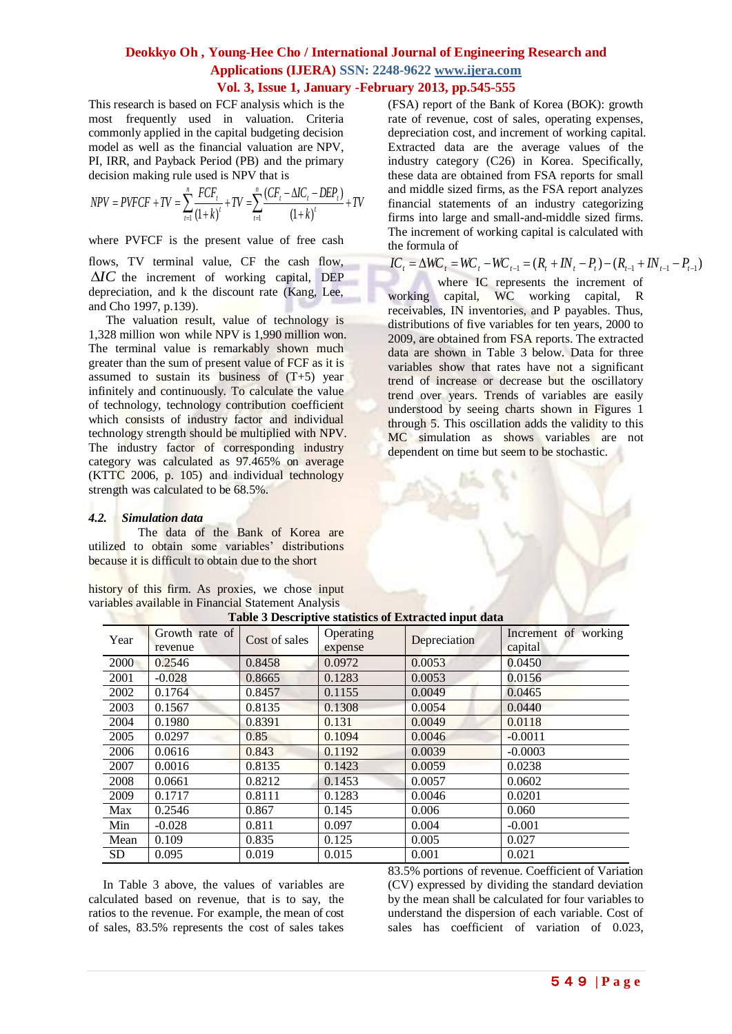This research is based on FCF analysis which is the most frequently used in valuation. Criteria commonly applied in the capital budgeting decision model as well as the financial valuation are NPV, PI, IRR, and Payback Period (PB) and the primary decision making rule used is NPV that is

$$NPV = PVFCF + TV = \sum_{t=1}^{n} \frac{FCF_t}{(1+k)^t} + TV = \sum_{t=1}^{n} \frac{(CF_t - \Delta IC_t - DEP_t)}{(1+k)^t} + TV$$

where PVFCF is the present value of free cash flows, TV terminal value, CF the cash flow, $\Delta IC$ the increment of working capital, DEP depreciation, and k the discount rate (Kang, Lee, and Cho 1997, p.139).

The valuation result, value of technology is 1,328 million won while NPV is 1,990 million won. The terminal value is remarkably shown much greater than the sum of present value of FCF as it is assumed to sustain its business of (T+5) year infinitely and continuously. To calculate the value of technology, technology contribution coefficient which consists of industry factor and individual technology strength should be multiplied with NPV. The industry factor of corresponding industry category was calculated as 97.465% on average (KTTC 2006, p. 105) and individual technology strength was calculated to be 68.5%.

### 4.2. *Simulation data*

The data of the Bank of Korea are utilized to obtain some variables' distributions because it is difficult to obtain due to the short history of this firm. As proxies, we chose input variables available in Financial Statement Analysis (FSA) report of the Bank of Korea (BOK): growth rate of revenue, cost of sales, operating expenses, depreciation cost, and increment of working capital. Extracted data are the average values of the industry category (C26) in Korea. Specifically, these data are obtained from FSA reports for small and middle sized firms, as the FSA report analyzes financial statements of an industry categorizing firms into large and small-and-middle sized firms. The increment of working capital is calculated with the formula of

$$IC_t = \Delta WC_t = WC_t - WC_{t-1} = (R_t + IN_t - P_t) - (R_{t-1} + IN_{t-1} - P_{t-1})$$

where IC represents the increment of working capital, WC working capital, R receivables, IN inventories, and P payables. Thus, distributions of five variables for ten years, 2000 to 2009, are obtained from FSA reports. The extracted data are shown in Table 3 below. Data for three variables show that rates have not a significant trend of increase or decrease but the oscillatory trend over years. Trends of variables are easily understood by seeing charts shown in Figures 1 through 5. This oscillation adds the validity to this MC simulation as shows variables are not dependent on time but seem to be stochastic.

**Table 3 Descriptive statistics of Extracted input data**

| Year | Growth rate of revenue | Cost of sales | Operating expense | Depreciation | Increment of working capital |
|---|---|---|---|---|---|
| 2000 | 0.2546 | 0.8458 | 0.0972 | 0.0053 | 0.0450 |
| 2001 | -0.028 | 0.8665 | 0.1283 | 0.0053 | 0.0156 |
| 2002 | 0.1764 | 0.8457 | 0.1155 | 0.0049 | 0.0465 |
| 2003 | 0.1567 | 0.8135 | 0.1308 | 0.0054 | 0.0440 |
| 2004 | 0.1980 | 0.8391 | 0.131 | 0.0049 | 0.0118 |
| 2005 | 0.0297 | 0.85 | 0.1094 | 0.0046 | -0.0011 |
| 2006 | 0.0616 | 0.843 | 0.1192 | 0.0039 | -0.0003 |
| 2007 | 0.0016 | 0.8135 | 0.1423 | 0.0059 | 0.0238 |
| 2008 | 0.0661 | 0.8212 | 0.1453 | 0.0057 | 0.0602 |
| 2009 | 0.1717 | 0.8111 | 0.1283 | 0.0046 | 0.0201 |
| Max | 0.2546 | 0.867 | 0.145 | 0.006 | 0.060 |
| Min | -0.028 | 0.811 | 0.097 | 0.004 | -0.001 |
| Mean | 0.109 | 0.835 | 0.125 | 0.005 | 0.027 |
| SD | 0.095 | 0.019 | 0.015 | 0.001 | 0.021 |

In Table 3 above, the values of variables are calculated based on revenue, that is to say, the ratios to the revenue. For example, the mean of cost of sales, 83.5% represents the cost of sales takes 83.5% portions of revenue. Coefficient of Variation (CV) expressed by dividing the standard deviation by the mean shall be calculated for four variables to understand the dispersion of each variable. Cost of sales has coefficient of variation of 0.023,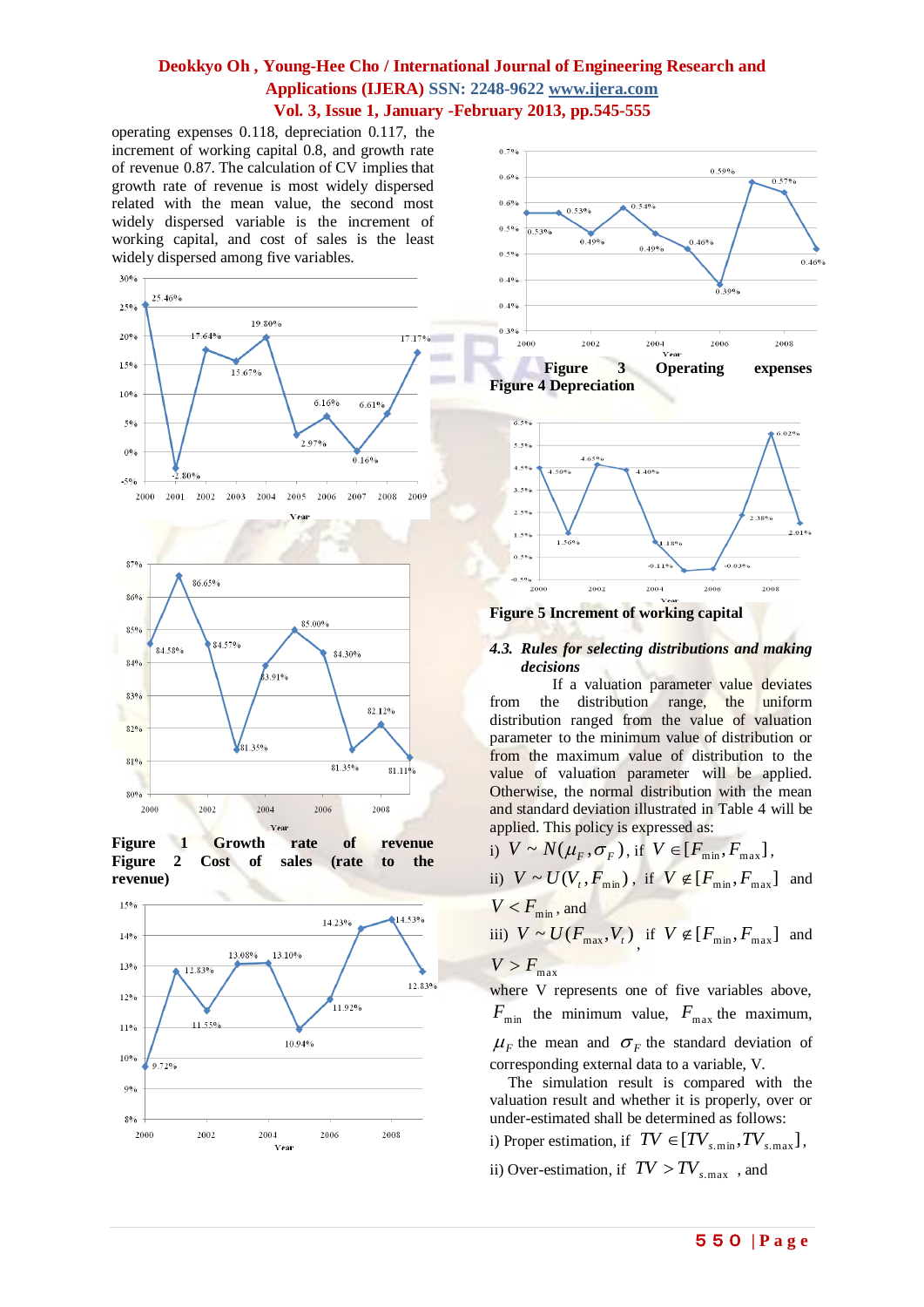operating expenses 0.118, depreciation 0.117, the increment of working capital 0.8, and growth rate of revenue 0.87. The calculation of CV implies that growth rate of revenue is most widely dispersed related with the mean value, the second most widely dispersed variable is the increment of working capital, and cost of sales is the least widely dispersed among five variables.

**Figure 1 Growth rate of revenue**

**Figure 2 Cost of sales (rate to the revenue)**

**Figure 3 Operating expenses**

**Figure 4 Depreciation**

**Figure 5 Increment of working capital**

*4.3. Rules for selecting distributions and making decisions*

If a valuation parameter value deviates from the distribution range, the uniform distribution ranged from the value of valuation parameter to the minimum value of distribution or from the maximum value of distribution to the value of valuation parameter will be applied. Otherwise, the normal distribution with the mean and standard deviation illustrated in Table 4 will be applied. This policy is expressed as:

i) $V \sim N(\mu_F, \sigma_F)$, if $V \in [F_{\min}, F_{\max}]$,

ii) $V \sim U(V_t, F_{\min})$, if $V \notin [F_{\min}, F_{\max}]$ and $V < F_{\min}$, and

iii) $V \sim U(F_{\max}, V_t)$, if $V \notin [F_{\min}, F_{\max}]$ and $V > F_{\max}$

where V represents one of five variables above, $F_{\min}$ the minimum value, $F_{\max}$ the maximum, $\mu_F$ the mean and $\sigma_F$ the standard deviation of corresponding external data to a variable, V.

The simulation result is compared with the valuation result and whether it is properly, over or under-estimated shall be determined as follows:

i) Proper estimation, if $TV \in [TV_{s.\min}, TV_{s.\max}]$,

ii) Over-estimation, if $TV > TV_{s.\max}$ , and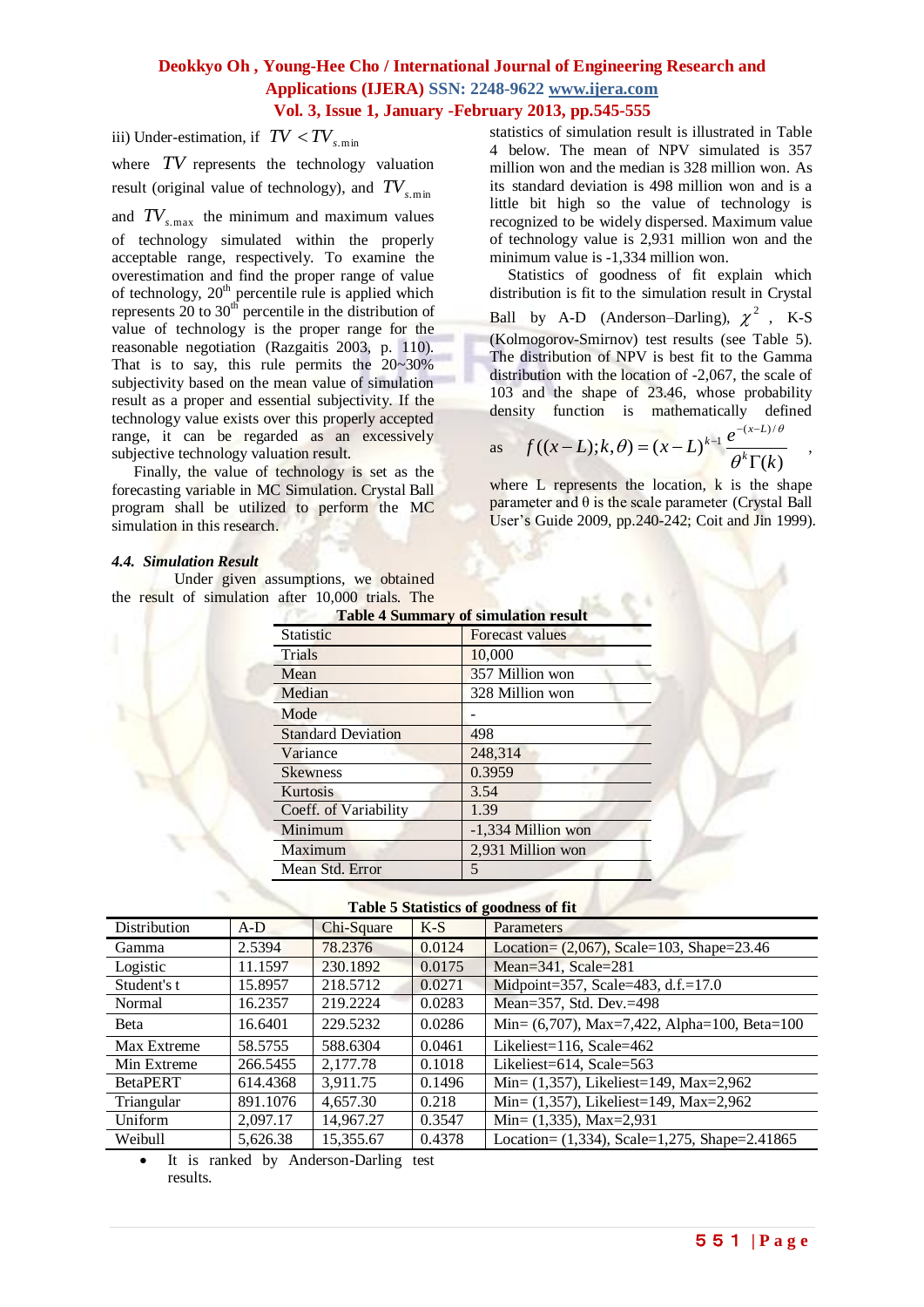iii) Under-estimation, if $TV < TV_{s.min}$

where $TV$ represents the technology valuation result (original value of technology), and $TV_{s.min}$ and $TV_{s.max}$ the minimum and maximum values of technology simulated within the properly acceptable range, respectively. To examine the overestimation and find the proper range of value of technology, 20th percentile rule is applied which represents 20 to 30th percentile in the distribution of value of technology is the proper range for the reasonable negotiation (Razgaitis 2003, p. 110). That is to say, this rule permits the 20~30% subjectivity based on the mean value of simulation result as a proper and essential subjectivity. If the technology value exists over this properly accepted range, it can be regarded as an excessively subjective technology valuation result.

Finally, the value of technology is set as the forecasting variable in MC Simulation. Crystal Ball program shall be utilized to perform the MC simulation in this research.

### *4.4. Simulation Result*

Under given assumptions, we obtained the result of simulation after 10,000 trials. The statistics of simulation result is illustrated in Table 4 below. The mean of NPV simulated is 357 million won and the median is 328 million won. As its standard deviation is 498 million won and is a little bit high so the value of technology is recognized to be widely dispersed. Maximum value of technology value is 2,931 million won and the minimum value is -1,334 million won.

Statistics of goodness of fit explain which distribution is fit to the simulation result in Crystal Ball by A-D (Anderson–Darling), $\chi^2$, K-S (Kolmogorov-Smirnov) test results (see Table 5). The distribution of NPV is best fit to the Gamma distribution with the location of -2,067, the scale of 103 and the shape of 23.46, whose probability density function is mathematically defined as $f((x-L);k,\theta) = (x-L)^{k-1}\dfrac{e^{-(x-L)/\theta}}{\theta^k \Gamma(k)}$ ,

where L represents the location, k is the shape parameter and θ is the scale parameter (Crystal Ball User's Guide 2009, pp.240-242; Coit and Jin 1999).

**Table 4 Summary of simulation result**

| Statistic | Forecast values |
|---|---|
| Trials | 10,000 |
| Mean | 357 Million won |
| Median | 328 Million won |
| Mode | - |
| Standard Deviation | 498 |
| Variance | 248,314 |
| Skewness | 0.3959 |
| Kurtosis | 3.54 |
| Coeff. of Variability | 1.39 |
| Minimum | -1,334 Million won |
| Maximum | 2,931 Million won |
| Mean Std. Error | 5 |

**Table 5 Statistics of goodness of fit**

| Distribution | A-D | Chi-Square | K-S | Parameters |
|---|---|---|---|---|
| Gamma | 2.5394 | 78.2376 | 0.0124 | Location= (2,067), Scale=103, Shape=23.46 |
| Logistic | 11.1597 | 230.1892 | 0.0175 | Mean=341, Scale=281 |
| Student's t | 15.8957 | 218.5712 | 0.0271 | Midpoint=357, Scale=483, d.f.=17.0 |
| Normal | 16.2357 | 219.2224 | 0.0283 | Mean=357, Std. Dev.=498 |
| Beta | 16.6401 | 229.5232 | 0.0286 | Min= (6,707), Max=7,422, Alpha=100, Beta=100 |
| Max Extreme | 58.5755 | 588.6304 | 0.0461 | Likeliest=116, Scale=462 |
| Min Extreme | 266.5455 | 2,177.78 | 0.1018 | Likeliest=614, Scale=563 |
| BetaPERT | 614.4368 | 3,911.75 | 0.1496 | Min= (1,357), Likeliest=149, Max=2,962 |
| Triangular | 891.1076 | 4,657.30 | 0.218 | Min= (1,357), Likeliest=149, Max=2,962 |
| Uniform | 2,097.17 | 14,967.27 | 0.3547 | Min= (1,335), Max=2,931 |
| Weibull | 5,626.38 | 15,355.67 | 0.4378 | Location= (1,334), Scale=1,275, Shape=2.41865 |

- It is ranked by Anderson-Darling test results.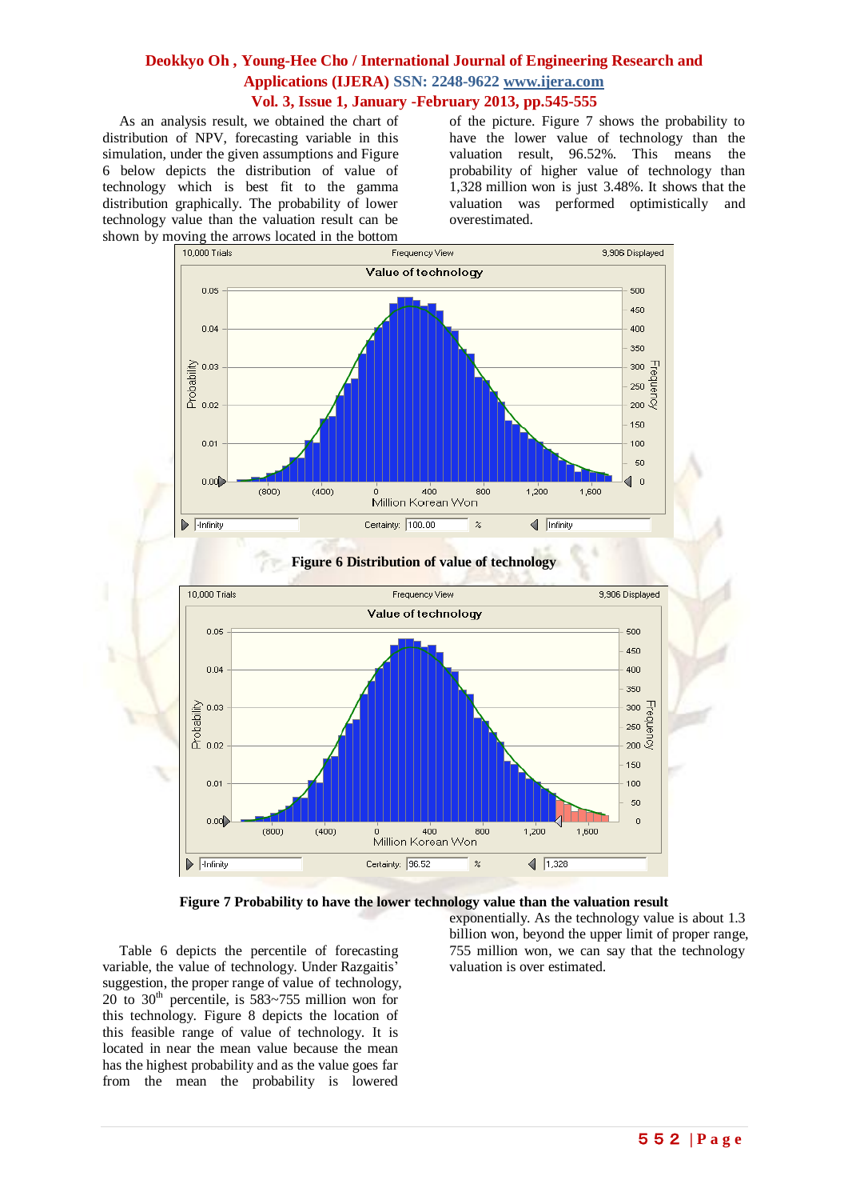As an analysis result, we obtained the chart of distribution of NPV, forecasting variable in this simulation, under the given assumptions and Figure 6 below depicts the distribution of value of technology which is best fit to the gamma distribution graphically. The probability of lower technology value than the valuation result can be shown by moving the arrows located in the bottom of the picture. Figure 7 shows the probability to have the lower value of technology than the valuation result, 96.52%. This means the probability of higher value of technology than 1,328 million won is just 3.48%. It shows that the valuation was performed optimistically and overestimated.

**Figure 6 Distribution of value of technology**

**Figure 7 Probability to have the lower technology value than the valuation result**

Table 6 depicts the percentile of forecasting variable, the value of technology. Under Razgaitis' suggestion, the proper range of value of technology, 20 to 30th percentile, is 583~755 million won for this technology. Figure 8 depicts the location of this feasible range of value of technology. It is located in near the mean value because the mean has the highest probability and as the value goes far from the mean the probability is lowered exponentially. As the technology value is about 1.3 billion won, beyond the upper limit of proper range, 755 million won, we can say that the technology valuation is over estimated.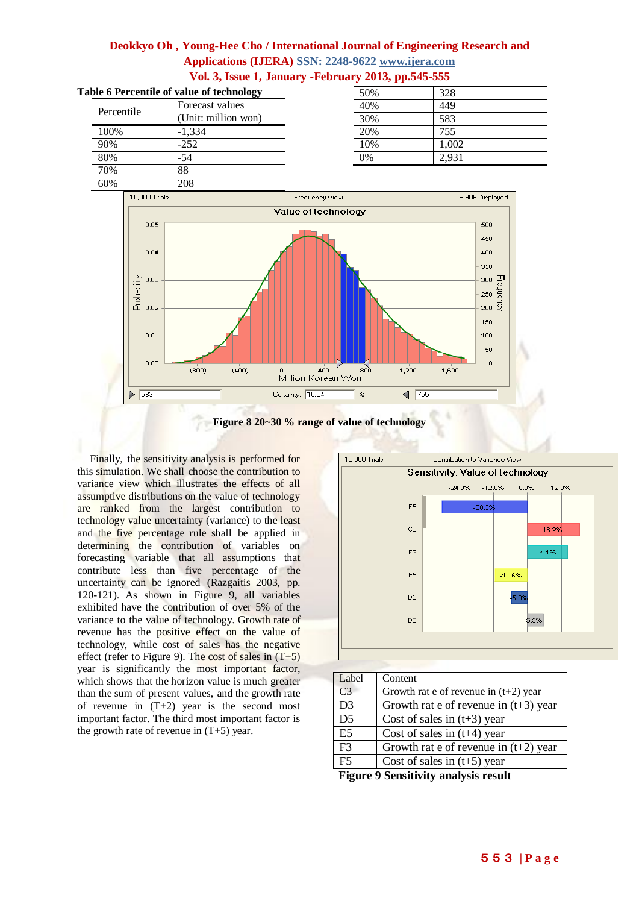**Table 6 Percentile of value of technology**

| Percentile | Forecast values (Unit: million won) |
|---|---|
| 100% | -1,334 |
| 90% | -252 |
| 80% | -54 |
| 70% | 88 |
| 60% | 208 |
| 50% | 328 |
| 40% | 449 |
| 30% | 583 |
| 20% | 755 |
| 10% | 1,002 |
| 0% | 2,931 |

**Figure 8 20~30 % range of value of technology**

Finally, the sensitivity analysis is performed for this simulation. We shall choose the contribution to variance view which illustrates the effects of all assumptive distributions on the value of technology are ranked from the largest contribution to technology value uncertainty (variance) to the least and the five percentage rule shall be applied in determining the contribution of variables on forecasting variable that all assumptions that contribute less than five percentage of the uncertainty can be ignored (Razgaitis 2003, pp. 120-121). As shown in Figure 9, all variables exhibited have the contribution of over 5% of the variance to the value of technology. Growth rate of revenue has the positive effect on the value of technology, while cost of sales has the negative effect (refer to Figure 9). The cost of sales in (T+5) year is significantly the most important factor, which shows that the horizon value is much greater than the sum of present values, and the growth rate of revenue in (T+2) year is the second most important factor. The third most important factor is the growth rate of revenue in (T+5) year.

| Label | Content |
|---|---|
| C3 | Growth rat e of revenue in (t+2) year |
| D3 | Growth rat e of revenue in (t+3) year |
| D5 | Cost of sales in (t+3) year |
| E5 | Cost of sales in (t+4) year |
| F3 | Growth rat e of revenue in (t+2) year |
| F5 | Cost of sales in (t+5) year |

**Figure 9 Sensitivity analysis result**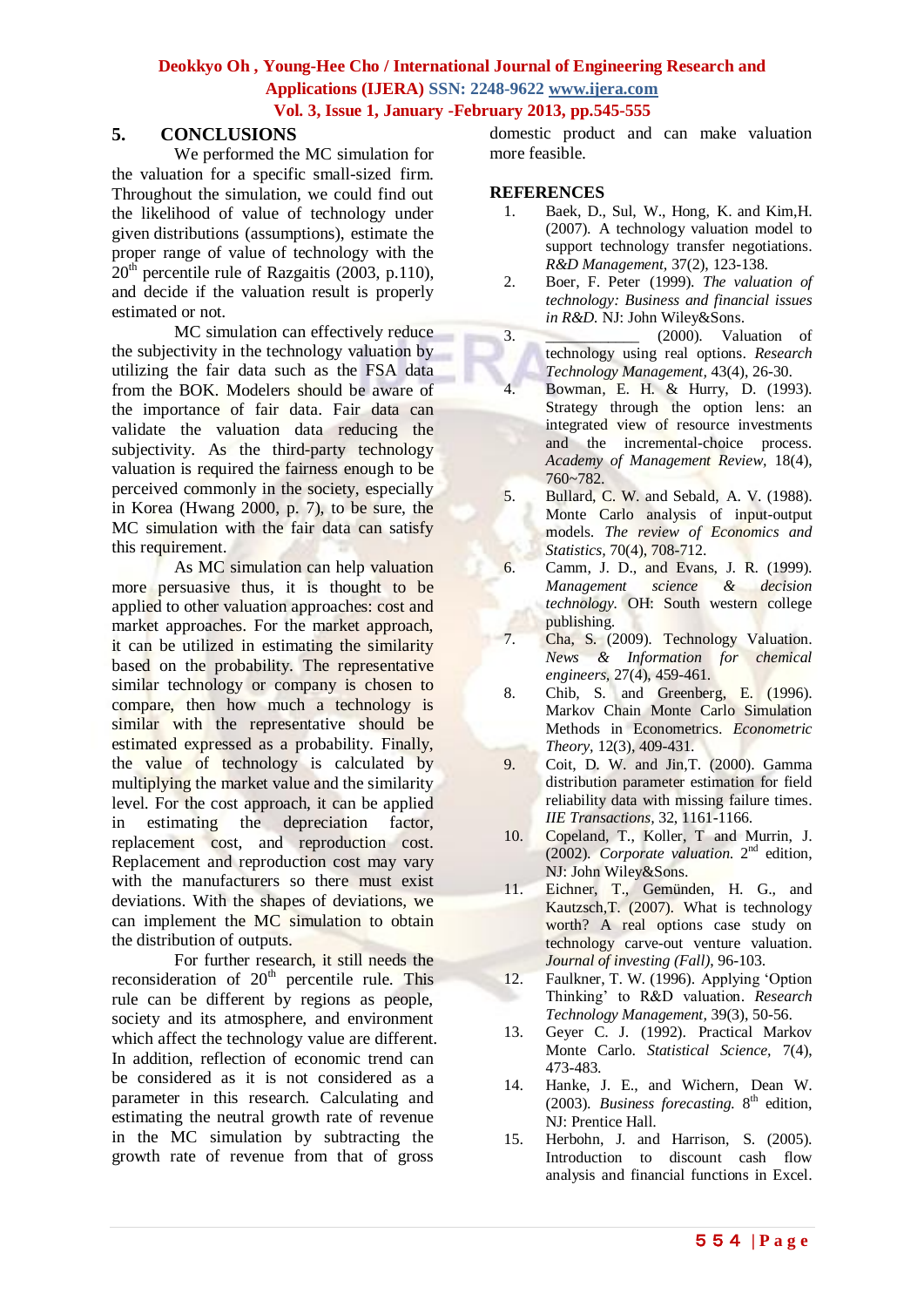## 5. CONCLUSIONS

We performed the MC simulation for the valuation for a specific small-sized firm. Throughout the simulation, we could find out the likelihood of value of technology under given distributions (assumptions), estimate the proper range of value of technology with the $20^{th}$ percentile rule of Razgaitis (2003, p.110), and decide if the valuation result is properly estimated or not.

MC simulation can effectively reduce the subjectivity in the technology valuation by utilizing the fair data such as the FSA data from the BOK. Modelers should be aware of the importance of fair data. Fair data can validate the valuation data reducing the subjectivity. As the third-party technology valuation is required the fairness enough to be perceived commonly in the society, especially in Korea (Hwang 2000, p. 7), to be sure, the MC simulation with the fair data can satisfy this requirement.

As MC simulation can help valuation more persuasive thus, it is thought to be applied to other valuation approaches: cost and market approaches. For the market approach, it can be utilized in estimating the similarity based on the probability. The representative similar technology or company is chosen to compare, then how much a technology is similar with the representative should be estimated expressed as a probability. Finally, the value of technology is calculated by multiplying the market value and the similarity level. For the cost approach, it can be applied in estimating the depreciation factor, replacement cost, and reproduction cost. Replacement and reproduction cost may vary with the manufacturers so there must exist deviations. With the shapes of deviations, we can implement the MC simulation to obtain the distribution of outputs.

For further research, it still needs the reconsideration of $20^{th}$ percentile rule. This rule can be different by regions as people, society and its atmosphere, and environment which affect the technology value are different. In addition, reflection of economic trend can be considered as it is not considered as a parameter in this research. Calculating and estimating the neutral growth rate of revenue in the MC simulation by subtracting the growth rate of revenue from that of gross domestic product and can make valuation more feasible.

## REFERENCES

1. Baek, D., Sul, W., Hong, K. and Kim,H. (2007). A technology valuation model to support technology transfer negotiations. *R&D Management*, 37(2), 123-138.
2. Boer, F. Peter (1999). *The valuation of technology: Business and financial issues in R&D.* NJ: John Wiley&Sons.
3. ____________ (2000). Valuation of technology using real options. *Research Technology Management*, 43(4), 26-30.
4. Bowman, E. H. & Hurry, D. (1993). Strategy through the option lens: an integrated view of resource investments and the incremental-choice process. *Academy of Management Review*, 18(4), 760~782.
5. Bullard, C. W. and Sebald, A. V. (1988). Monte Carlo analysis of input-output models. *The review of Economics and Statistics*, 70(4), 708-712.
6. Camm, J. D., and Evans, J. R. (1999). *Management science & decision technology*. OH: South western college publishing.
7. Cha, S. (2009). Technology Valuation. *News & Information for chemical engineers*, 27(4), 459-461.
8. Chib, S. and Greenberg, E. (1996). Markov Chain Monte Carlo Simulation Methods in Econometrics. *Econometric Theory*, 12(3), 409-431.
9. Coit, D. W. and Jin,T. (2000). Gamma distribution parameter estimation for field reliability data with missing failure times. *IIE Transactions*, 32, 1161-1166.
10. Copeland, T., Koller, T and Murrin, J. (2002). *Corporate valuation.* 2nd edition, NJ: John Wiley&Sons.
11. Eichner, T., Gemünden, H. G., and Kautzsch,T. (2007). What is technology worth? A real options case study on technology carve-out venture valuation. *Journal of investing (Fall)*, 96-103.
12. Faulkner, T. W. (1996). Applying 'Option Thinking' to R&D valuation. *Research Technology Management*, 39(3), 50-56.
13. Geyer C. J. (1992). Practical Markov Monte Carlo. *Statistical Science*, 7(4), 473-483.
14. Hanke, J. E., and Wichern, Dean W. (2003). *Business forecasting.* 8th edition, NJ: Prentice Hall.
15. Herbohn, J. and Harrison, S. (2005). Introduction to discount cash flow analysis and financial functions in Excel.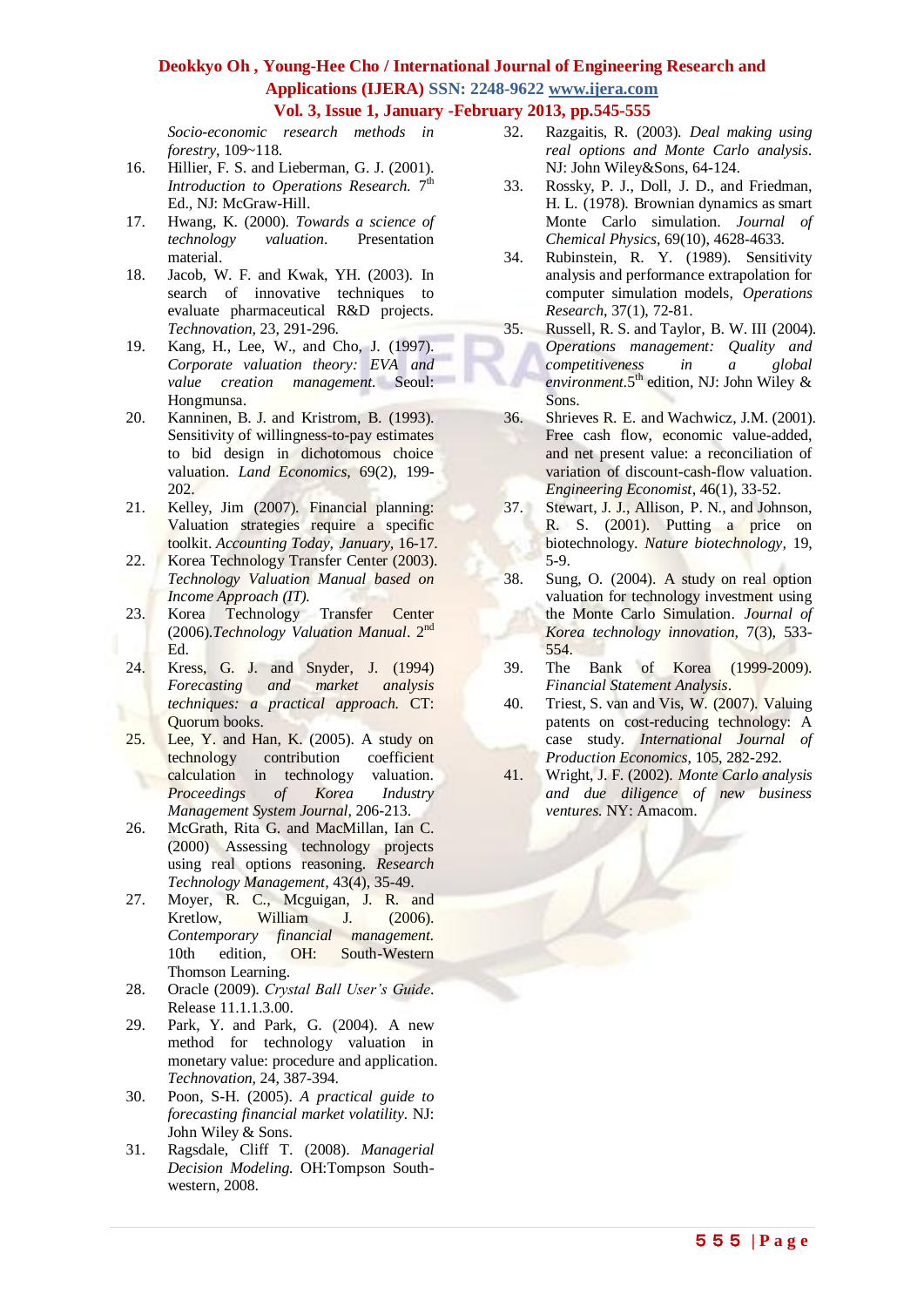*Socio-economic research methods in forestry*, 109~118.

16. Hillier, F. S. and Lieberman, G. J. (2001). *Introduction to Operations Research.* 7th Ed., NJ: McGraw-Hill.
17. Hwang, K. (2000). *Towards a science of technology valuation*. Presentation material.
18. Jacob, W. F. and Kwak, YH. (2003). In search of innovative techniques to evaluate pharmaceutical R&D projects. *Technovation,* 23, 291-296.
19. Kang, H., Lee, W., and Cho, J. (1997). *Corporate valuation theory: EVA and value creation management.* Seoul: Hongmunsa.
20. Kanninen, B. J. and Kristrom, B. (1993). Sensitivity of willingness-to-pay estimates to bid design in dichotomous choice valuation. *Land Economics,* 69(2), 199-202.
21. Kelley, Jim (2007). Financial planning: Valuation strategies require a specific toolkit. *Accounting Today, January*, 16-17.
22. Korea Technology Transfer Center (2003). *Technology Valuation Manual based on Income Approach (IT).*
23. Korea Technology Transfer Center (2006).*Technology Valuation Manual*. 2nd Ed.
24. Kress, G. J. and Snyder, J. (1994) *Forecasting and market analysis techniques: a practical approach.* CT: Quorum books.
25. Lee, Y. and Han, K. (2005). A study on technology contribution coefficient calculation in technology valuation. *Proceedings of Korea Industry Management System Journal*, 206-213.
26. McGrath, Rita G. and MacMillan, Ian C. (2000) Assessing technology projects using real options reasoning. *Research Technology Management,* 43(4), 35-49.
27. Moyer, R. C., Mcguigan, J. R. and Kretlow, William J. (2006). *Contemporary financial management.* 10th edition, OH: South-Western Thomson Learning.
28. Oracle (2009). *Crystal Ball User's Guide*. Release 11.1.1.3.00.
29. Park, Y. and Park, G. (2004). A new method for technology valuation in monetary value: procedure and application. *Technovation,* 24, 387-394.
30. Poon, S-H. (2005). *A practical guide to forecasting financial market volatility*. NJ: John Wiley & Sons.
31. Ragsdale, Cliff T. (2008). *Managerial Decision Modeling.* OH:Tompson South-western, 2008.
32. Razgaitis, R. (2003). *Deal making using real options and Monte Carlo analysis*. NJ: John Wiley&Sons, 64-124.
33. Rossky, P. J., Doll, J. D., and Friedman, H. L. (1978). Brownian dynamics as smart Monte Carlo simulation. *Journal of Chemical Physics*, 69(10), 4628-4633.
34. Rubinstein, R. Y. (1989). Sensitivity analysis and performance extrapolation for computer simulation models, *Operations Research*, 37(1), 72-81.
35. Russell, R. S. and Taylor, B. W. III (2004). *Operations management: Quality and competitiveness in a global environment*.5th edition, NJ: John Wiley & Sons.
36. Shrieves R. E. and Wachwicz, J.M. (2001). Free cash flow, economic value-added, and net present value: a reconciliation of variation of discount-cash-flow valuation. *Engineering Economist*, 46(1), 33-52.
37. Stewart, J. J., Allison, P. N., and Johnson, R. S. (2001). Putting a price on biotechnology. *Nature biotechnology,* 19, 5-9.
38. Sung, O. (2004). A study on real option valuation for technology investment using the Monte Carlo Simulation. *Journal of Korea technology innovation,* 7(3), 533-554.
39. The Bank of Korea (1999-2009). *Financial Statement Analysis*.
40. Triest, S. van and Vis, W. (2007). Valuing patents on cost-reducing technology: A case study. *International Journal of Production Economics*, 105, 282-292.
41. Wright, J. F. (2002). *Monte Carlo analysis and due diligence of new business ventures.* NY: Amacom.